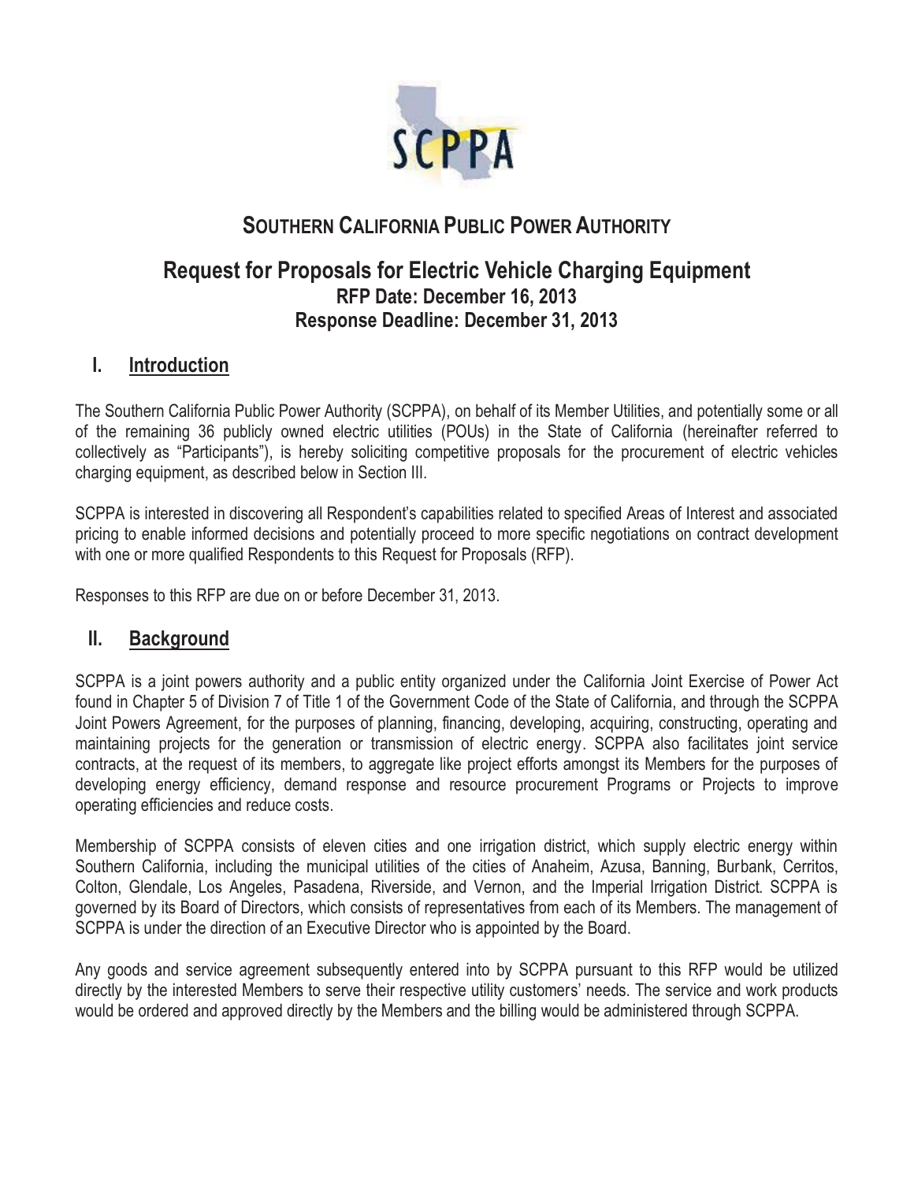# SOUTHERN CALIFORNIA PUBLIC POWER AUTHORITY

## Request for Proposals for Electric Vehicle Charging Equipment

**RFP Date: December 16, 2013**

**Response Deadline: December 31, 2013**

## I. Introduction

The Southern California Public Power Authority (SCPPA), on behalf of its Member Utilities, and potentially some or all of the remaining 36 publicly owned electric utilities (POUs) in the State of California (hereinafter referred to collectively as "Participants"), is hereby soliciting competitive proposals for the procurement of electric vehicles charging equipment, as described below in Section III.

SCPPA is interested in discovering all Respondent's capabilities related to specified Areas of Interest and associated pricing to enable informed decisions and potentially proceed to more specific negotiations on contract development with one or more qualified Respondents to this Request for Proposals (RFP).

Responses to this RFP are due on or before December 31, 2013.

## II. Background

SCPPA is a joint powers authority and a public entity organized under the California Joint Exercise of Power Act found in Chapter 5 of Division 7 of Title 1 of the Government Code of the State of California, and through the SCPPA Joint Powers Agreement, for the purposes of planning, financing, developing, acquiring, constructing, operating and maintaining projects for the generation or transmission of electric energy. SCPPA also facilitates joint service contracts, at the request of its members, to aggregate like project efforts amongst its Members for the purposes of developing energy efficiency, demand response and resource procurement Programs or Projects to improve operating efficiencies and reduce costs.

Membership of SCPPA consists of eleven cities and one irrigation district, which supply electric energy within Southern California, including the municipal utilities of the cities of Anaheim, Azusa, Banning, Burbank, Cerritos, Colton, Glendale, Los Angeles, Pasadena, Riverside, and Vernon, and the Imperial Irrigation District. SCPPA is governed by its Board of Directors, which consists of representatives from each of its Members. The management of SCPPA is under the direction of an Executive Director who is appointed by the Board.

Any goods and service agreement subsequently entered into by SCPPA pursuant to this RFP would be utilized directly by the interested Members to serve their respective utility customers' needs. The service and work products would be ordered and approved directly by the Members and the billing would be administered through SCPPA.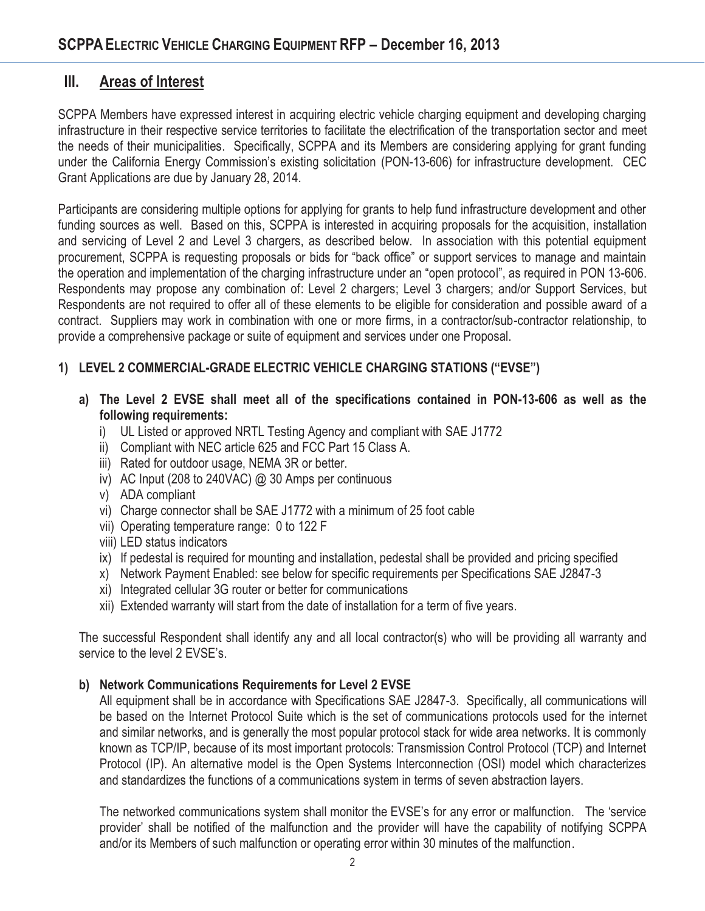## III. Areas of Interest

SCPPA Members have expressed interest in acquiring electric vehicle charging equipment and developing charging infrastructure in their respective service territories to facilitate the electrification of the transportation sector and meet the needs of their municipalities. Specifically, SCPPA and its Members are considering applying for grant funding under the California Energy Commission's existing solicitation (PON-13-606) for infrastructure development. CEC Grant Applications are due by January 28, 2014.

Participants are considering multiple options for applying for grants to help fund infrastructure development and other funding sources as well. Based on this, SCPPA is interested in acquiring proposals for the acquisition, installation and servicing of Level 2 and Level 3 chargers, as described below. In association with this potential equipment procurement, SCPPA is requesting proposals or bids for "back office" or support services to manage and maintain the operation and implementation of the charging infrastructure under an "open protocol", as required in PON 13-606. Respondents may propose any combination of: Level 2 chargers; Level 3 chargers; and/or Support Services, but Respondents are not required to offer all of these elements to be eligible for consideration and possible award of a contract. Suppliers may work in combination with one or more firms, in a contractor/sub-contractor relationship, to provide a comprehensive package or suite of equipment and services under one Proposal.

### 1) LEVEL 2 COMMERCIAL-GRADE ELECTRIC VEHICLE CHARGING STATIONS ("EVSE")

**a) The Level 2 EVSE shall meet all of the specifications contained in PON-13-606 as well as the following requirements:**

i) UL Listed or approved NRTL Testing Agency and compliant with SAE J1772
ii) Compliant with NEC article 625 and FCC Part 15 Class A.
iii) Rated for outdoor usage, NEMA 3R or better.
iv) AC Input (208 to 240VAC) @ 30 Amps per continuous
v) ADA compliant
vi) Charge connector shall be SAE J1772 with a minimum of 25 foot cable
vii) Operating temperature range: 0 to 122 F
viii) LED status indicators
ix) If pedestal is required for mounting and installation, pedestal shall be provided and pricing specified
x) Network Payment Enabled: see below for specific requirements per Specifications SAE J2847-3
xi) Integrated cellular 3G router or better for communications
xii) Extended warranty will start from the date of installation for a term of five years.

The successful Respondent shall identify any and all local contractor(s) who will be providing all warranty and service to the level 2 EVSE's.

**b) Network Communications Requirements for Level 2 EVSE**

All equipment shall be in accordance with Specifications SAE J2847-3. Specifically, all communications will be based on the Internet Protocol Suite which is the set of communications protocols used for the internet and similar networks, and is generally the most popular protocol stack for wide area networks. It is commonly known as TCP/IP, because of its most important protocols: Transmission Control Protocol (TCP) and Internet Protocol (IP). An alternative model is the Open Systems Interconnection (OSI) model which characterizes and standardizes the functions of a communications system in terms of seven abstraction layers.

The networked communications system shall monitor the EVSE's for any error or malfunction. The 'service provider' shall be notified of the malfunction and the provider will have the capability of notifying SCPPA and/or its Members of such malfunction or operating error within 30 minutes of the malfunction.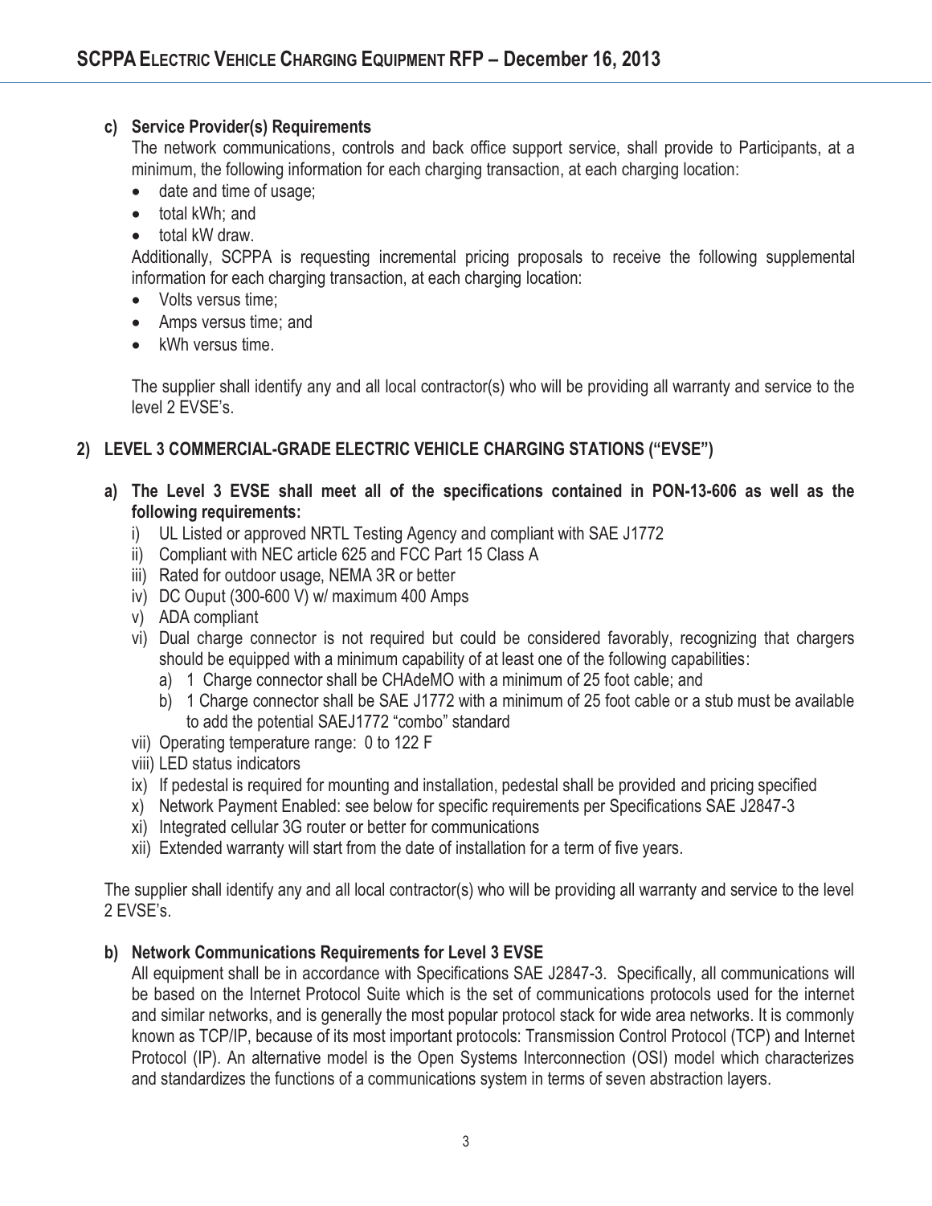c) **Service Provider(s) Requirements**

The network communications, controls and back office support service, shall provide to Participants, at a minimum, the following information for each charging transaction, at each charging location:

- date and time of usage;
- total kWh; and
- total kW draw.

Additionally, SCPPA is requesting incremental pricing proposals to receive the following supplemental information for each charging transaction, at each charging location:

- Volts versus time;
- Amps versus time; and
- kWh versus time.

The supplier shall identify any and all local contractor(s) who will be providing all warranty and service to the level 2 EVSE's.

## 2) LEVEL 3 COMMERCIAL-GRADE ELECTRIC VEHICLE CHARGING STATIONS ("EVSE")

a) **The Level 3 EVSE shall meet all of the specifications contained in PON-13-606 as well as the following requirements:**

i) UL Listed or approved NRTL Testing Agency and compliant with SAE J1772

ii) Compliant with NEC article 625 and FCC Part 15 Class A

iii) Rated for outdoor usage, NEMA 3R or better

iv) DC Ouput (300-600 V) w/ maximum 400 Amps

v) ADA compliant

vi) Dual charge connector is not required but could be considered favorably, recognizing that chargers should be equipped with a minimum capability of at least one of the following capabilities:

   a) 1 Charge connector shall be CHAdeMO with a minimum of 25 foot cable; and

   b) 1 Charge connector shall be SAE J1772 with a minimum of 25 foot cable or a stub must be available to add the potential SAEJ1772 "combo" standard

vii) Operating temperature range: 0 to 122 F

viii) LED status indicators

ix) If pedestal is required for mounting and installation, pedestal shall be provided and pricing specified

x) Network Payment Enabled: see below for specific requirements per Specifications SAE J2847-3

xi) Integrated cellular 3G router or better for communications

xii) Extended warranty will start from the date of installation for a term of five years.

The supplier shall identify any and all local contractor(s) who will be providing all warranty and service to the level 2 EVSE's.

b) **Network Communications Requirements for Level 3 EVSE**

All equipment shall be in accordance with Specifications SAE J2847-3. Specifically, all communications will be based on the Internet Protocol Suite which is the set of communications protocols used for the internet and similar networks, and is generally the most popular protocol stack for wide area networks. It is commonly known as TCP/IP, because of its most important protocols: Transmission Control Protocol (TCP) and Internet Protocol (IP). An alternative model is the Open Systems Interconnection (OSI) model which characterizes and standardizes the functions of a communications system in terms of seven abstraction layers.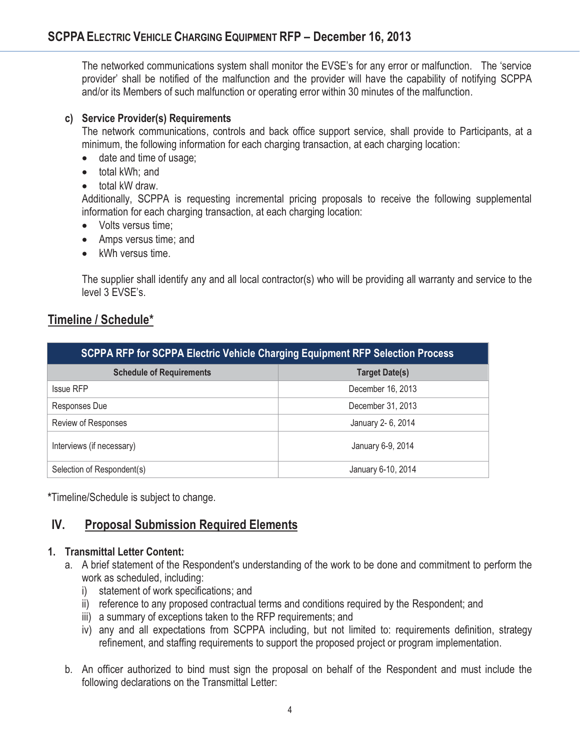The networked communications system shall monitor the EVSE's for any error or malfunction. The 'service provider' shall be notified of the malfunction and the provider will have the capability of notifying SCPPA and/or its Members of such malfunction or operating error within 30 minutes of the malfunction.

**c) Service Provider(s) Requirements**

The network communications, controls and back office support service, shall provide to Participants, at a minimum, the following information for each charging transaction, at each charging location:

- date and time of usage;
- total kWh; and
- total kW draw.

Additionally, SCPPA is requesting incremental pricing proposals to receive the following supplemental information for each charging transaction, at each charging location:

- Volts versus time;
- Amps versus time; and
- kWh versus time.

The supplier shall identify any and all local contractor(s) who will be providing all warranty and service to the level 3 EVSE's.

## Timeline / Schedule*

| SCPPA RFP for SCPPA Electric Vehicle Charging Equipment RFP Selection Process | |
|---|---|
| **Schedule of Requirements** | **Target Date(s)** |
| Issue RFP | December 16, 2013 |
| Responses Due | December 31, 2013 |
| Review of Responses | January 2- 6, 2014 |
| Interviews (if necessary) | January 6-9, 2014 |
| Selection of Respondent(s) | January 6-10, 2014 |

*Timeline/Schedule is subject to change.

## IV. Proposal Submission Required Elements

**1. Transmittal Letter Content:**

a. A brief statement of the Respondent's understanding of the work to be done and commitment to perform the work as scheduled, including:

   i) statement of work specifications; and
   
   ii) reference to any proposed contractual terms and conditions required by the Respondent; and
   
   iii) a summary of exceptions taken to the RFP requirements; and
   
   iv) any and all expectations from SCPPA including, but not limited to: requirements definition, strategy refinement, and staffing requirements to support the proposed project or program implementation.

b. An officer authorized to bind must sign the proposal on behalf of the Respondent and must include the following declarations on the Transmittal Letter: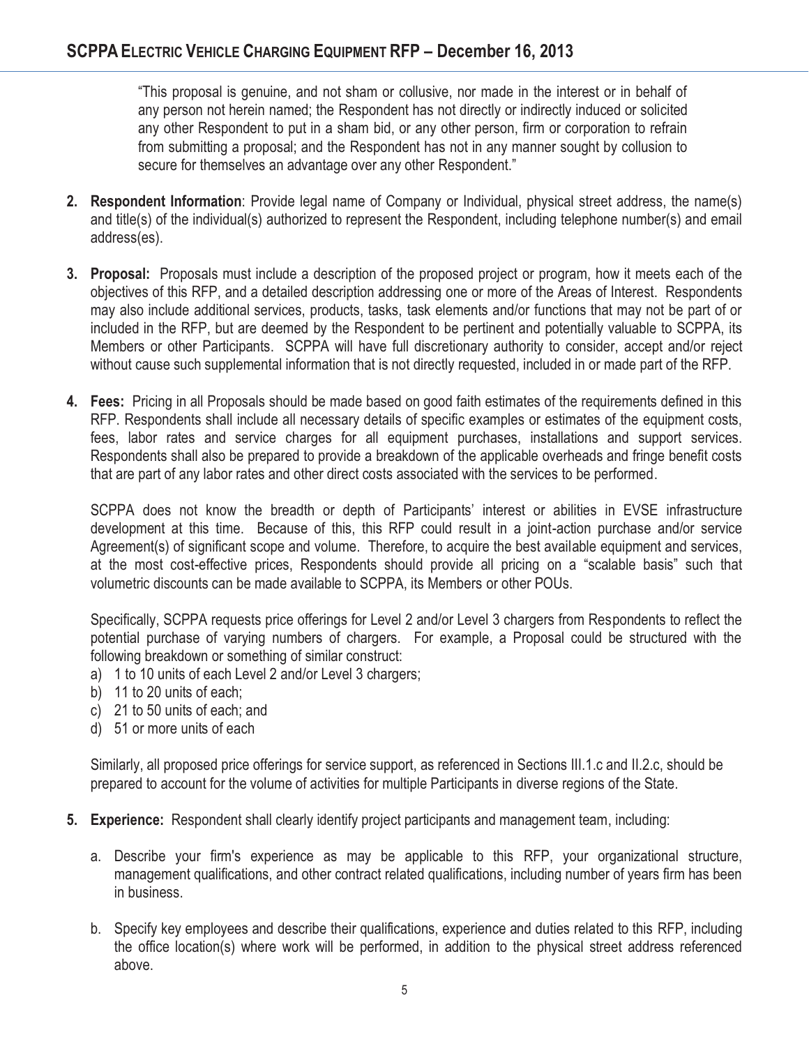"This proposal is genuine, and not sham or collusive, nor made in the interest or in behalf of any person not herein named; the Respondent has not directly or indirectly induced or solicited any other Respondent to put in a sham bid, or any other person, firm or corporation to refrain from submitting a proposal; and the Respondent has not in any manner sought by collusion to secure for themselves an advantage over any other Respondent."

2. **Respondent Information**: Provide legal name of Company or Individual, physical street address, the name(s) and title(s) of the individual(s) authorized to represent the Respondent, including telephone number(s) and email address(es).

3. **Proposal:** Proposals must include a description of the proposed project or program, how it meets each of the objectives of this RFP, and a detailed description addressing one or more of the Areas of Interest. Respondents may also include additional services, products, tasks, task elements and/or functions that may not be part of or included in the RFP, but are deemed by the Respondent to be pertinent and potentially valuable to SCPPA, its Members or other Participants. SCPPA will have full discretionary authority to consider, accept and/or reject without cause such supplemental information that is not directly requested, included in or made part of the RFP.

4. **Fees:** Pricing in all Proposals should be made based on good faith estimates of the requirements defined in this RFP. Respondents shall include all necessary details of specific examples or estimates of the equipment costs, fees, labor rates and service charges for all equipment purchases, installations and support services. Respondents shall also be prepared to provide a breakdown of the applicable overheads and fringe benefit costs that are part of any labor rates and other direct costs associated with the services to be performed.

   SCPPA does not know the breadth or depth of Participants' interest or abilities in EVSE infrastructure development at this time. Because of this, this RFP could result in a joint-action purchase and/or service Agreement(s) of significant scope and volume. Therefore, to acquire the best available equipment and services, at the most cost-effective prices, Respondents should provide all pricing on a "scalable basis" such that volumetric discounts can be made available to SCPPA, its Members or other POUs.

   Specifically, SCPPA requests price offerings for Level 2 and/or Level 3 chargers from Respondents to reflect the potential purchase of varying numbers of chargers. For example, a Proposal could be structured with the following breakdown or something of similar construct:

   a) 1 to 10 units of each Level 2 and/or Level 3 chargers;
   b) 11 to 20 units of each;
   c) 21 to 50 units of each; and
   d) 51 or more units of each

   Similarly, all proposed price offerings for service support, as referenced in Sections III.1.c and II.2.c, should be prepared to account for the volume of activities for multiple Participants in diverse regions of the State.

5. **Experience:** Respondent shall clearly identify project participants and management team, including:

   a. Describe your firm's experience as may be applicable to this RFP, your organizational structure, management qualifications, and other contract related qualifications, including number of years firm has been in business.

   b. Specify key employees and describe their qualifications, experience and duties related to this RFP, including the office location(s) where work will be performed, in addition to the physical street address referenced above.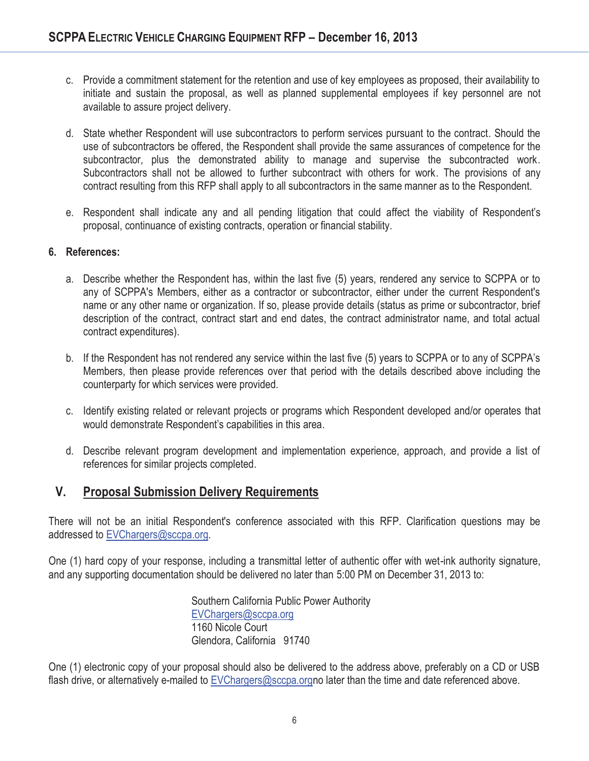c. Provide a commitment statement for the retention and use of key employees as proposed, their availability to initiate and sustain the proposal, as well as planned supplemental employees if key personnel are not available to assure project delivery.

d. State whether Respondent will use subcontractors to perform services pursuant to the contract. Should the use of subcontractors be offered, the Respondent shall provide the same assurances of competence for the subcontractor, plus the demonstrated ability to manage and supervise the subcontracted work. Subcontractors shall not be allowed to further subcontract with others for work. The provisions of any contract resulting from this RFP shall apply to all subcontractors in the same manner as to the Respondent.

e. Respondent shall indicate any and all pending litigation that could affect the viability of Respondent's proposal, continuance of existing contracts, operation or financial stability.

**6. References:**

a. Describe whether the Respondent has, within the last five (5) years, rendered any service to SCPPA or to any of SCPPA's Members, either as a contractor or subcontractor, either under the current Respondent's name or any other name or organization. If so, please provide details (status as prime or subcontractor, brief description of the contract, contract start and end dates, the contract administrator name, and total actual contract expenditures).

b. If the Respondent has not rendered any service within the last five (5) years to SCPPA or to any of SCPPA's Members, then please provide references over that period with the details described above including the counterparty for which services were provided.

c. Identify existing related or relevant projects or programs which Respondent developed and/or operates that would demonstrate Respondent's capabilities in this area.

d. Describe relevant program development and implementation experience, approach, and provide a list of references for similar projects completed.

## V. Proposal Submission Delivery Requirements

There will not be an initial Respondent's conference associated with this RFP. Clarification questions may be addressed to EVChargers@sccpa.org.

One (1) hard copy of your response, including a transmittal letter of authentic offer with wet-ink authority signature, and any supporting documentation should be delivered no later than 5:00 PM on December 31, 2013 to:

Southern California Public Power Authority
EVChargers@sccpa.org
1160 Nicole Court
Glendora, California 91740

One (1) electronic copy of your proposal should also be delivered to the address above, preferably on a CD or USB flash drive, or alternatively e-mailed to EVChargers@sccpa.orgno later than the time and date referenced above.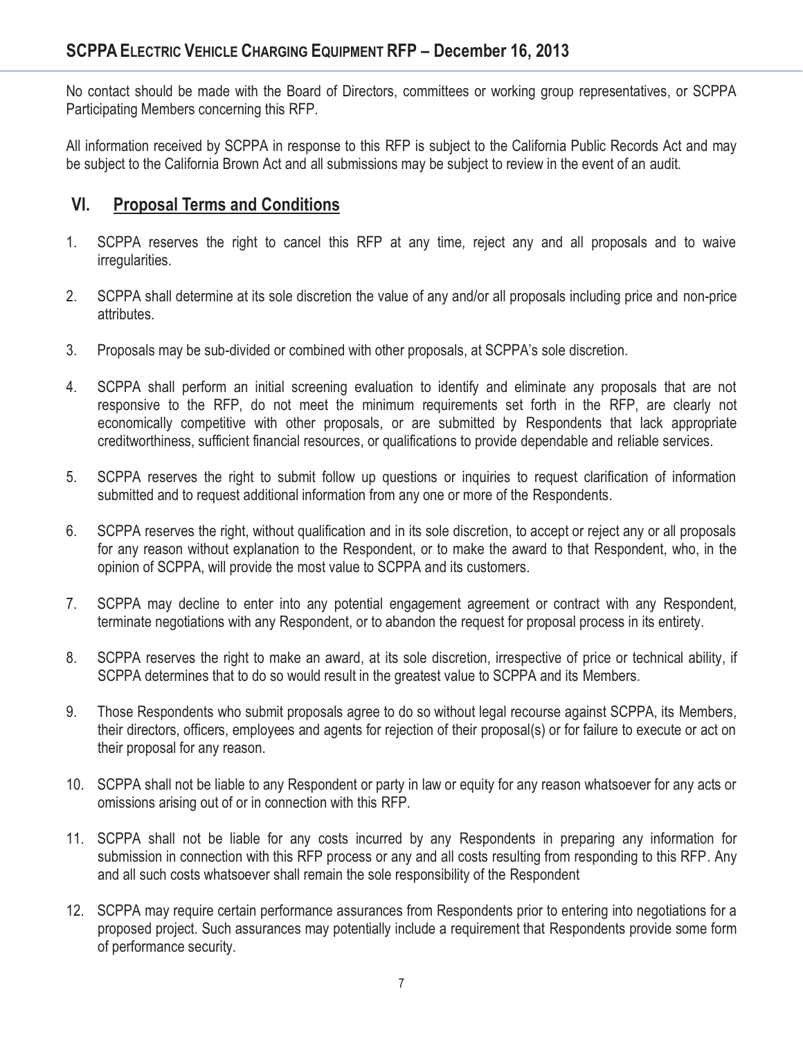No contact should be made with the Board of Directors, committees or working group representatives, or SCPPA Participating Members concerning this RFP.

All information received by SCPPA in response to this RFP is subject to the California Public Records Act and may be subject to the California Brown Act and all submissions may be subject to review in the event of an audit.

## VI. Proposal Terms and Conditions

1. SCPPA reserves the right to cancel this RFP at any time, reject any and all proposals and to waive irregularities.

2. SCPPA shall determine at its sole discretion the value of any and/or all proposals including price and non-price attributes.

3. Proposals may be sub-divided or combined with other proposals, at SCPPA's sole discretion.

4. SCPPA shall perform an initial screening evaluation to identify and eliminate any proposals that are not responsive to the RFP, do not meet the minimum requirements set forth in the RFP, are clearly not economically competitive with other proposals, or are submitted by Respondents that lack appropriate creditworthiness, sufficient financial resources, or qualifications to provide dependable and reliable services.

5. SCPPA reserves the right to submit follow up questions or inquiries to request clarification of information submitted and to request additional information from any one or more of the Respondents.

6. SCPPA reserves the right, without qualification and in its sole discretion, to accept or reject any or all proposals for any reason without explanation to the Respondent, or to make the award to that Respondent, who, in the opinion of SCPPA, will provide the most value to SCPPA and its customers.

7. SCPPA may decline to enter into any potential engagement agreement or contract with any Respondent, terminate negotiations with any Respondent, or to abandon the request for proposal process in its entirety.

8. SCPPA reserves the right to make an award, at its sole discretion, irrespective of price or technical ability, if SCPPA determines that to do so would result in the greatest value to SCPPA and its Members.

9. Those Respondents who submit proposals agree to do so without legal recourse against SCPPA, its Members, their directors, officers, employees and agents for rejection of their proposal(s) or for failure to execute or act on their proposal for any reason.

10. SCPPA shall not be liable to any Respondent or party in law or equity for any reason whatsoever for any acts or omissions arising out of or in connection with this RFP.

11. SCPPA shall not be liable for any costs incurred by any Respondents in preparing any information for submission in connection with this RFP process or any and all costs resulting from responding to this RFP. Any and all such costs whatsoever shall remain the sole responsibility of the Respondent

12. SCPPA may require certain performance assurances from Respondents prior to entering into negotiations for a proposed project. Such assurances may potentially include a requirement that Respondents provide some form of performance security.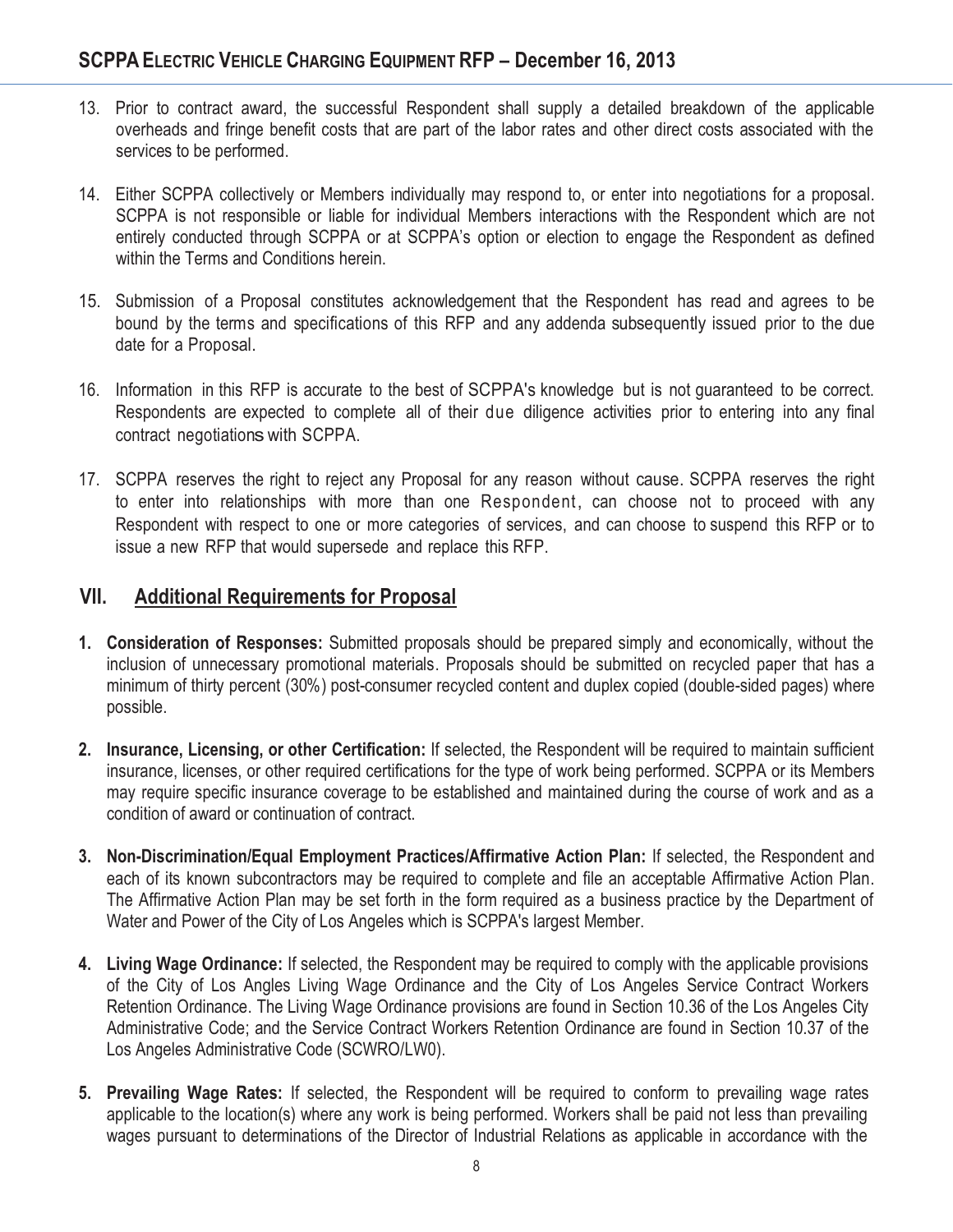13. Prior to contract award, the successful Respondent shall supply a detailed breakdown of the applicable overheads and fringe benefit costs that are part of the labor rates and other direct costs associated with the services to be performed.

14. Either SCPPA collectively or Members individually may respond to, or enter into negotiations for a proposal. SCPPA is not responsible or liable for individual Members interactions with the Respondent which are not entirely conducted through SCPPA or at SCPPA's option or election to engage the Respondent as defined within the Terms and Conditions herein.

15. Submission of a Proposal constitutes acknowledgement that the Respondent has read and agrees to be bound by the terms and specifications of this RFP and any addenda subsequently issued prior to the due date for a Proposal.

16. Information in this RFP is accurate to the best of SCPPA's knowledge but is not guaranteed to be correct. Respondents are expected to complete all of their due diligence activities prior to entering into any final contract negotiations with SCPPA.

17. SCPPA reserves the right to reject any Proposal for any reason without cause. SCPPA reserves the right to enter into relationships with more than one Respondent, can choose not to proceed with any Respondent with respect to one or more categories of services, and can choose to suspend this RFP or to issue a new RFP that would supersede and replace this RFP.

## VII. Additional Requirements for Proposal

1. **Consideration of Responses:** Submitted proposals should be prepared simply and economically, without the inclusion of unnecessary promotional materials. Proposals should be submitted on recycled paper that has a minimum of thirty percent (30%) post-consumer recycled content and duplex copied (double-sided pages) where possible.

2. **Insurance, Licensing, or other Certification:** If selected, the Respondent will be required to maintain sufficient insurance, licenses, or other required certifications for the type of work being performed. SCPPA or its Members may require specific insurance coverage to be established and maintained during the course of work and as a condition of award or continuation of contract.

3. **Non-Discrimination/Equal Employment Practices/Affirmative Action Plan:** If selected, the Respondent and each of its known subcontractors may be required to complete and file an acceptable Affirmative Action Plan. The Affirmative Action Plan may be set forth in the form required as a business practice by the Department of Water and Power of the City of Los Angeles which is SCPPA's largest Member.

4. **Living Wage Ordinance:** If selected, the Respondent may be required to comply with the applicable provisions of the City of Los Angles Living Wage Ordinance and the City of Los Angeles Service Contract Workers Retention Ordinance. The Living Wage Ordinance provisions are found in Section 10.36 of the Los Angeles City Administrative Code; and the Service Contract Workers Retention Ordinance are found in Section 10.37 of the Los Angeles Administrative Code (SCWRO/LW0).

5. **Prevailing Wage Rates:** If selected, the Respondent will be required to conform to prevailing wage rates applicable to the location(s) where any work is being performed. Workers shall be paid not less than prevailing wages pursuant to determinations of the Director of Industrial Relations as applicable in accordance with the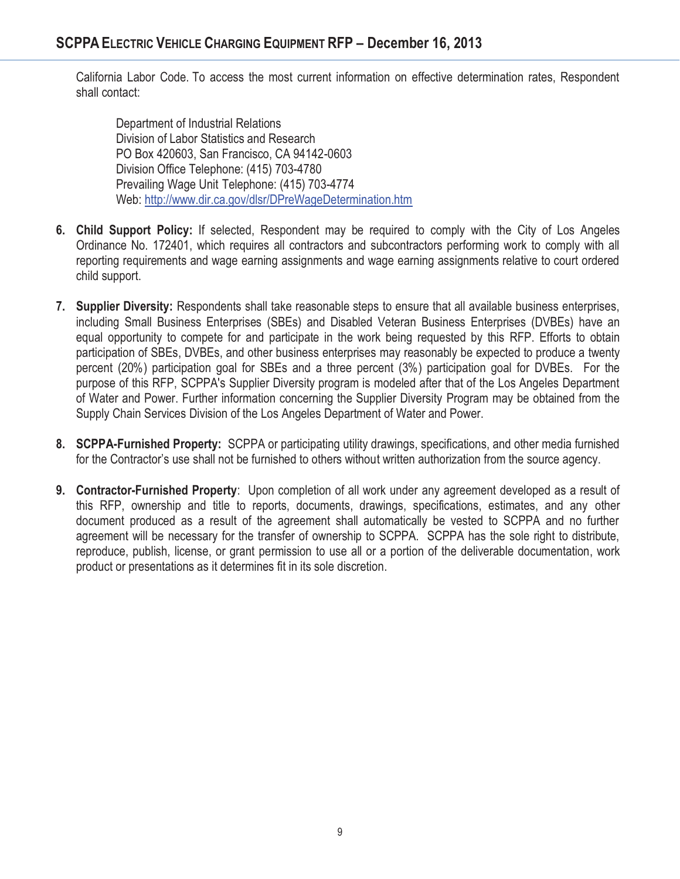California Labor Code. To access the most current information on effective determination rates, Respondent shall contact:

Department of Industrial Relations
Division of Labor Statistics and Research
PO Box 420603, San Francisco, CA 94142-0603
Division Office Telephone: (415) 703-4780
Prevailing Wage Unit Telephone: (415) 703-4774
Web: http://www.dir.ca.gov/dlsr/DPreWageDetermination.htm

6. **Child Support Policy:** If selected, Respondent may be required to comply with the City of Los Angeles Ordinance No. 172401, which requires all contractors and subcontractors performing work to comply with all reporting requirements and wage earning assignments and wage earning assignments relative to court ordered child support.

7. **Supplier Diversity:** Respondents shall take reasonable steps to ensure that all available business enterprises, including Small Business Enterprises (SBEs) and Disabled Veteran Business Enterprises (DVBEs) have an equal opportunity to compete for and participate in the work being requested by this RFP. Efforts to obtain participation of SBEs, DVBEs, and other business enterprises may reasonably be expected to produce a twenty percent (20%) participation goal for SBEs and a three percent (3%) participation goal for DVBEs. For the purpose of this RFP, SCPPA's Supplier Diversity program is modeled after that of the Los Angeles Department of Water and Power. Further information concerning the Supplier Diversity Program may be obtained from the Supply Chain Services Division of the Los Angeles Department of Water and Power.

8. **SCPPA-Furnished Property:** SCPPA or participating utility drawings, specifications, and other media furnished for the Contractor's use shall not be furnished to others without written authorization from the source agency.

9. **Contractor-Furnished Property**: Upon completion of all work under any agreement developed as a result of this RFP, ownership and title to reports, documents, drawings, specifications, estimates, and any other document produced as a result of the agreement shall automatically be vested to SCPPA and no further agreement will be necessary for the transfer of ownership to SCPPA. SCPPA has the sole right to distribute, reproduce, publish, license, or grant permission to use all or a portion of the deliverable documentation, work product or presentations as it determines fit in its sole discretion.